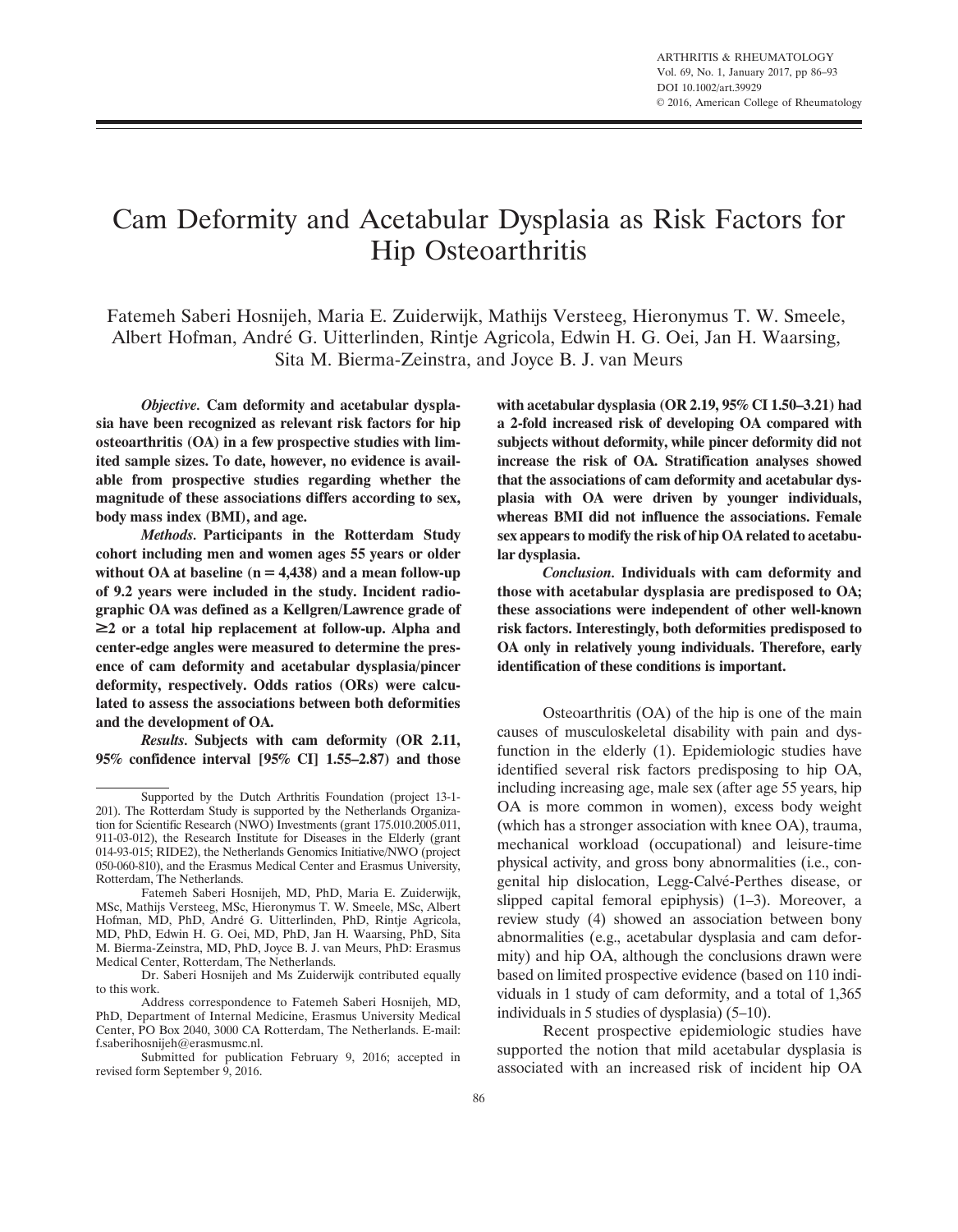# Cam Deformity and Acetabular Dysplasia as Risk Factors for Hip Osteoarthritis

Fatemeh Saberi Hosnijeh, Maria E. Zuiderwijk, Mathijs Versteeg, Hieronymus T. W. Smeele, Albert Hofman, André G. Uitterlinden, Rintje Agricola, Edwin H. G. Oei, Jan H. Waarsing, Sita M. Bierma-Zeinstra, and Joyce B. J. van Meurs

***Objective.*** **Cam deformity and acetabular dysplasia have been recognized as relevant risk factors for hip osteoarthritis (OA) in a few prospective studies with limited sample sizes. To date, however, no evidence is available from prospective studies regarding whether the magnitude of these associations differs according to sex, body mass index (BMI), and age.**

***Methods.*** **Participants in the Rotterdam Study cohort including men and women ages 55 years or older without OA at baseline (n = 4,438) and a mean follow-up of 9.2 years were included in the study. Incident radiographic OA was defined as a Kellgren/Lawrence grade of ≥2 or a total hip replacement at follow-up. Alpha and center-edge angles were measured to determine the presence of cam deformity and acetabular dysplasia/pincer deformity, respectively. Odds ratios (ORs) were calculated to assess the associations between both deformities and the development of OA.**

***Results.*** **Subjects with cam deformity (OR 2.11, 95% confidence interval [95% CI] 1.55–2.87) and those with acetabular dysplasia (OR 2.19, 95% CI 1.50–3.21) had a 2-fold increased risk of developing OA compared with subjects without deformity, while pincer deformity did not increase the risk of OA. Stratification analyses showed that the associations of cam deformity and acetabular dysplasia with OA were driven by younger individuals, whereas BMI did not influence the associations. Female sex appears to modify the risk of hip OA related to acetabular dysplasia.**

***Conclusion.*** **Individuals with cam deformity and those with acetabular dysplasia are predisposed to OA; these associations were independent of other well-known risk factors. Interestingly, both deformities predisposed to OA only in relatively young individuals. Therefore, early identification of these conditions is important.**

Osteoarthritis (OA) of the hip is one of the main causes of musculoskeletal disability with pain and dysfunction in the elderly (1). Epidemiologic studies have identified several risk factors predisposing to hip OA, including increasing age, male sex (after age 55 years, hip OA is more common in women), excess body weight (which has a stronger association with knee OA), trauma, mechanical workload (occupational) and leisure-time physical activity, and gross bony abnormalities (i.e., congenital hip dislocation, Legg-Calvé-Perthes disease, or slipped capital femoral epiphysis) (1–3). Moreover, a review study (4) showed an association between bony abnormalities (e.g., acetabular dysplasia and cam deformity) and hip OA, although the conclusions drawn were based on limited prospective evidence (based on 110 individuals in 1 study of cam deformity, and a total of 1,365 individuals in 5 studies of dysplasia) (5–10).

Recent prospective epidemiologic studies have supported the notion that mild acetabular dysplasia is associated with an increased risk of incident hip OA

---

Supported by the Dutch Arthritis Foundation (project 13-1-201). The Rotterdam Study is supported by the Netherlands Organization for Scientific Research (NWO) Investments (grant 175.010.2005.011, 911-03-012), the Research Institute for Diseases in the Elderly (grant 014-93-015; RIDE2), the Netherlands Genomics Initiative/NWO (project 050-060-810), and the Erasmus Medical Center and Erasmus University, Rotterdam, The Netherlands.

Fatemeh Saberi Hosnijeh, MD, PhD, Maria E. Zuiderwijk, MSc, Mathijs Versteeg, MSc, Hieronymus T. W. Smeele, MSc, Albert Hofman, MD, PhD, André G. Uitterlinden, PhD, Rintje Agricola, MD, PhD, Edwin H. G. Oei, MD, PhD, Jan H. Waarsing, PhD, Sita M. Bierma-Zeinstra, MD, PhD, Joyce B. J. van Meurs, PhD: Erasmus Medical Center, Rotterdam, The Netherlands.

Dr. Saberi Hosnijeh and Ms Zuiderwijk contributed equally to this work.

Address correspondence to Fatemeh Saberi Hosnijeh, MD, PhD, Department of Internal Medicine, Erasmus University Medical Center, PO Box 2040, 3000 CA Rotterdam, The Netherlands. E-mail: f.saberihosnijeh@erasmusmc.nl.

Submitted for publication February 9, 2016; accepted in revised form September 9, 2016.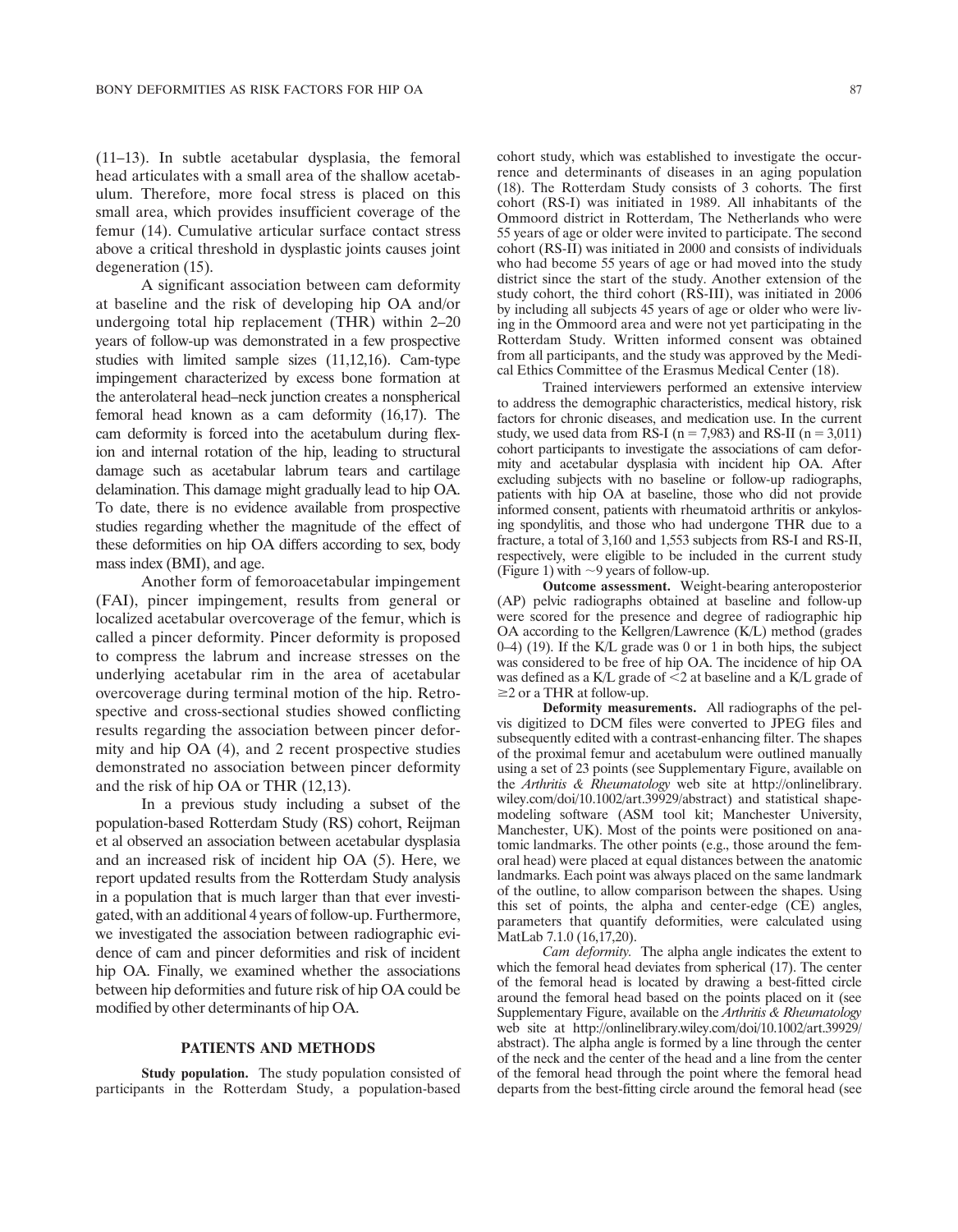(11–13). In subtle acetabular dysplasia, the femoral head articulates with a small area of the shallow acetabulum. Therefore, more focal stress is placed on this small area, which provides insufficient coverage of the femur (14). Cumulative articular surface contact stress above a critical threshold in dysplastic joints causes joint degeneration (15).

A significant association between cam deformity at baseline and the risk of developing hip OA and/or undergoing total hip replacement (THR) within 2–20 years of follow-up was demonstrated in a few prospective studies with limited sample sizes (11,12,16). Cam-type impingement characterized by excess bone formation at the anterolateral head–neck junction creates a nonspherical femoral head known as a cam deformity (16,17). The cam deformity is forced into the acetabulum during flexion and internal rotation of the hip, leading to structural damage such as acetabular labrum tears and cartilage delamination. This damage might gradually lead to hip OA. To date, there is no evidence available from prospective studies regarding whether the magnitude of the effect of these deformities on hip OA differs according to sex, body mass index (BMI), and age.

Another form of femoroacetabular impingement (FAI), pincer impingement, results from general or localized acetabular overcoverage of the femur, which is called a pincer deformity. Pincer deformity is proposed to compress the labrum and increase stresses on the underlying acetabular rim in the area of acetabular overcoverage during terminal motion of the hip. Retrospective and cross-sectional studies showed conflicting results regarding the association between pincer deformity and hip OA (4), and 2 recent prospective studies demonstrated no association between pincer deformity and the risk of hip OA or THR (12,13).

In a previous study including a subset of the population-based Rotterdam Study (RS) cohort, Reijman et al observed an association between acetabular dysplasia and an increased risk of incident hip OA (5). Here, we report updated results from the Rotterdam Study analysis in a population that is much larger than that ever investigated, with an additional 4 years of follow-up. Furthermore, we investigated the association between radiographic evidence of cam and pincer deformities and risk of incident hip OA. Finally, we examined whether the associations between hip deformities and future risk of hip OA could be modified by other determinants of hip OA.

## PATIENTS AND METHODS

**Study population.** The study population consisted of participants in the Rotterdam Study, a population-based cohort study, which was established to investigate the occurrence and determinants of diseases in an aging population (18). The Rotterdam Study consists of 3 cohorts. The first cohort (RS-I) was initiated in 1989. All inhabitants of the Ommoord district in Rotterdam, The Netherlands who were 55 years of age or older were invited to participate. The second cohort (RS-II) was initiated in 2000 and consists of individuals who had become 55 years of age or had moved into the study district since the start of the study. Another extension of the study cohort, the third cohort (RS-III), was initiated in 2006 by including all subjects 45 years of age or older who were living in the Ommoord area and were not yet participating in the Rotterdam Study. Written informed consent was obtained from all participants, and the study was approved by the Medical Ethics Committee of the Erasmus Medical Center (18).

Trained interviewers performed an extensive interview to address the demographic characteristics, medical history, risk factors for chronic diseases, and medication use. In the current study, we used data from RS-I ($n = 7,983$) and RS-II ($n = 3,011$) cohort participants to investigate the associations of cam deformity and acetabular dysplasia with incident hip OA. After excluding subjects with no baseline or follow-up radiographs, patients with hip OA at baseline, those who did not provide informed consent, patients with rheumatoid arthritis or ankylosing spondylitis, and those who had undergone THR due to a fracture, a total of 3,160 and 1,553 subjects from RS-I and RS-II, respectively, were eligible to be included in the current study (Figure 1) with ~9 years of follow-up.

**Outcome assessment.** Weight-bearing anteroposterior (AP) pelvic radiographs obtained at baseline and follow-up were scored for the presence and degree of radiographic hip OA according to the Kellgren/Lawrence (K/L) method (grades 0–4) (19). If the K/L grade was 0 or 1 in both hips, the subject was considered to be free of hip OA. The incidence of hip OA was defined as a K/L grade of $<2$ at baseline and a K/L grade of $\geq 2$ or a THR at follow-up.

**Deformity measurements.** All radiographs of the pelvis digitized to DCM files were converted to JPEG files and subsequently edited with a contrast-enhancing filter. The shapes of the proximal femur and acetabulum were outlined manually using a set of 23 points (see Supplementary Figure, available on the *Arthritis & Rheumatology* web site at http://onlinelibrary.wiley.com/doi/10.1002/art.39929/abstract) and statistical shape-modeling software (ASM tool kit; Manchester University, Manchester, UK). Most of the points were positioned on anatomic landmarks. The other points (e.g., those around the femoral head) were placed at equal distances between the anatomic landmarks. Each point was always placed on the same landmark of the outline, to allow comparison between the shapes. Using this set of points, the alpha and center-edge (CE) angles, parameters that quantify deformities, were calculated using MatLab 7.1.0 (16,17,20).

*Cam deformity.* The alpha angle indicates the extent to which the femoral head deviates from spherical (17). The center of the femoral head is located by drawing a best-fitted circle around the femoral head based on the points placed on it (see Supplementary Figure, available on the *Arthritis & Rheumatology* web site at http://onlinelibrary.wiley.com/doi/10.1002/art.39929/abstract). The alpha angle is formed by a line through the center of the neck and the center of the head and a line from the center of the femoral head through the point where the femoral head departs from the best-fitting circle around the femoral head (see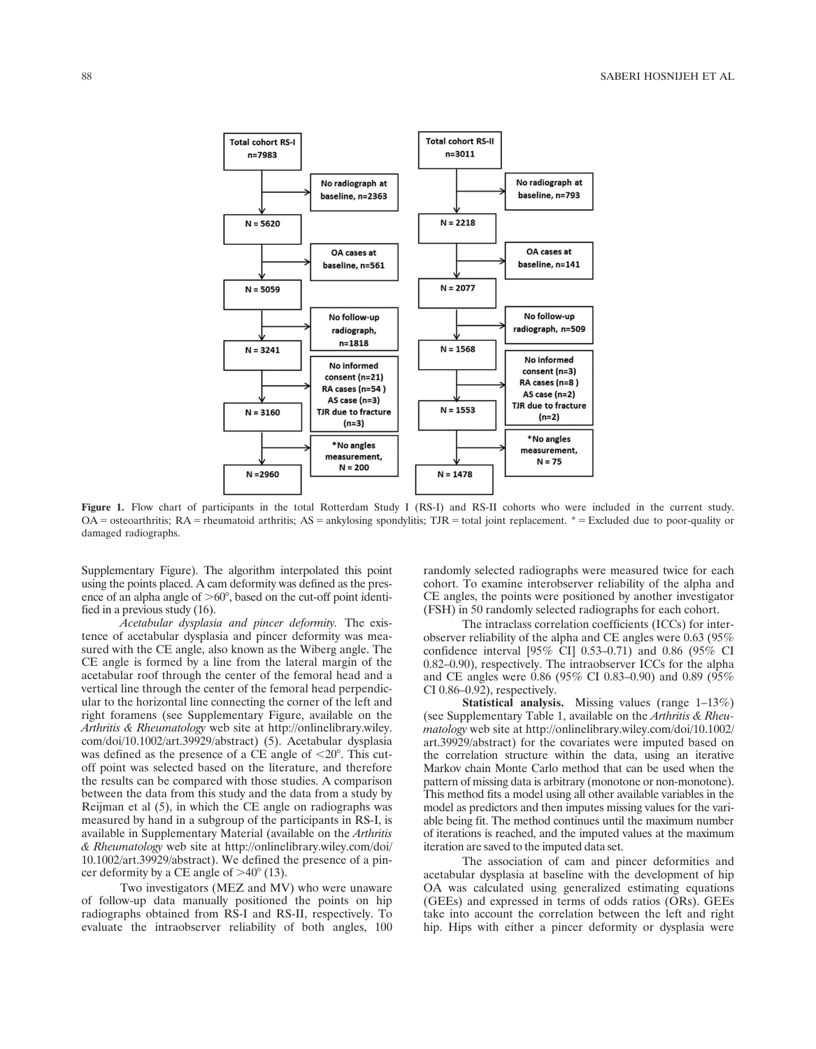**RS-I**

- Total cohort RS-I, n=7983
  - No radiograph at baseline, n=2363
- N = 5620
  - OA cases at baseline, n=561
- N = 5059
  - No follow-up radiograph, n=1818
- N = 3241
  - No informed consent (n=21), RA cases (n=54), AS case (n=3), TJR due to fracture (n=3)
- N = 3160
  - *No angles measurement, N = 200
- N = 2960

**RS-II**

- Total cohort RS-II, n=3011
  - No radiograph at baseline, n=793
- N = 2218
  - OA cases at baseline, n=141
- N = 2077
  - No follow-up radiograph, n=509
- N = 1568
  - No informed consent (n=3), RA cases (n=8), AS case (n=2), TJR due to fracture (n=2)
- N = 1553
  - *No angles measurement, N = 75
- N = 1478

**Figure 1.** Flow chart of participants in the total Rotterdam Study I (RS-I) and RS-II cohorts who were included in the current study. OA = osteoarthritis; RA = rheumatoid arthritis; AS = ankylosing spondylitis; TJR = total joint replacement. * = Excluded due to poor-quality or damaged radiographs.

Supplementary Figure). The algorithm interpolated this point using the points placed. A cam deformity was defined as the presence of an alpha angle of >60°, based on the cut-off point identified in a previous study (16).

*Acetabular dysplasia and pincer deformity.* The existence of acetabular dysplasia and pincer deformity was measured with the CE angle, also known as the Wiberg angle. The CE angle is formed by a line from the lateral margin of the acetabular roof through the center of the femoral head and a vertical line through the center of the femoral head perpendicular to the horizontal line connecting the corner of the left and right foramens (see Supplementary Figure, available on the *Arthritis & Rheumatology* web site at http://onlinelibrary.wiley.com/doi/10.1002/art.39929/abstract) (5). Acetabular dysplasia was defined as the presence of a CE angle of <20°. This cut-off point was selected based on the literature, and therefore the results can be compared with those studies. A comparison between the data from this study and the data from a study by Reijman et al (5), in which the CE angle on radiographs was measured by hand in a subgroup of the participants in RS-I, is available in Supplementary Material (available on the *Arthritis & Rheumatology* web site at http://onlinelibrary.wiley.com/doi/10.1002/art.39929/abstract). We defined the presence of a pincer deformity by a CE angle of >40° (13).

Two investigators (MEZ and MV) who were unaware of follow-up data manually positioned the points on hip radiographs obtained from RS-I and RS-II, respectively. To evaluate the intraobserver reliability of both angles, 100 randomly selected radiographs were measured twice for each cohort. To examine interobserver reliability of the alpha and CE angles, the points were positioned by another investigator (FSH) in 50 randomly selected radiographs for each cohort.

The intraclass correlation coefficients (ICCs) for interobserver reliability of the alpha and CE angles were 0.63 (95% confidence interval [95% CI] 0.53–0.71) and 0.86 (95% CI 0.82–0.90), respectively. The intraobserver ICCs for the alpha and CE angles were 0.86 (95% CI 0.83–0.90) and 0.89 (95% CI 0.86–0.92), respectively.

**Statistical analysis.** Missing values (range 1–13%) (see Supplementary Table 1, available on the *Arthritis & Rheumatology* web site at http://onlinelibrary.wiley.com/doi/10.1002/art.39929/abstract) for the covariates were imputed based on the correlation structure within the data, using an iterative Markov chain Monte Carlo method that can be used when the pattern of missing data is arbitrary (monotone or non-monotone). This method fits a model using all other available variables in the model as predictors and then imputes missing values for the variable being fit. The method continues until the maximum number of iterations is reached, and the imputed values at the maximum iteration are saved to the imputed data set.

The association of cam and pincer deformities and acetabular dysplasia at baseline with the development of hip OA was calculated using generalized estimating equations (GEEs) and expressed in terms of odds ratios (ORs). GEEs take into account the correlation between the left and right hip. Hips with either a pincer deformity or dysplasia were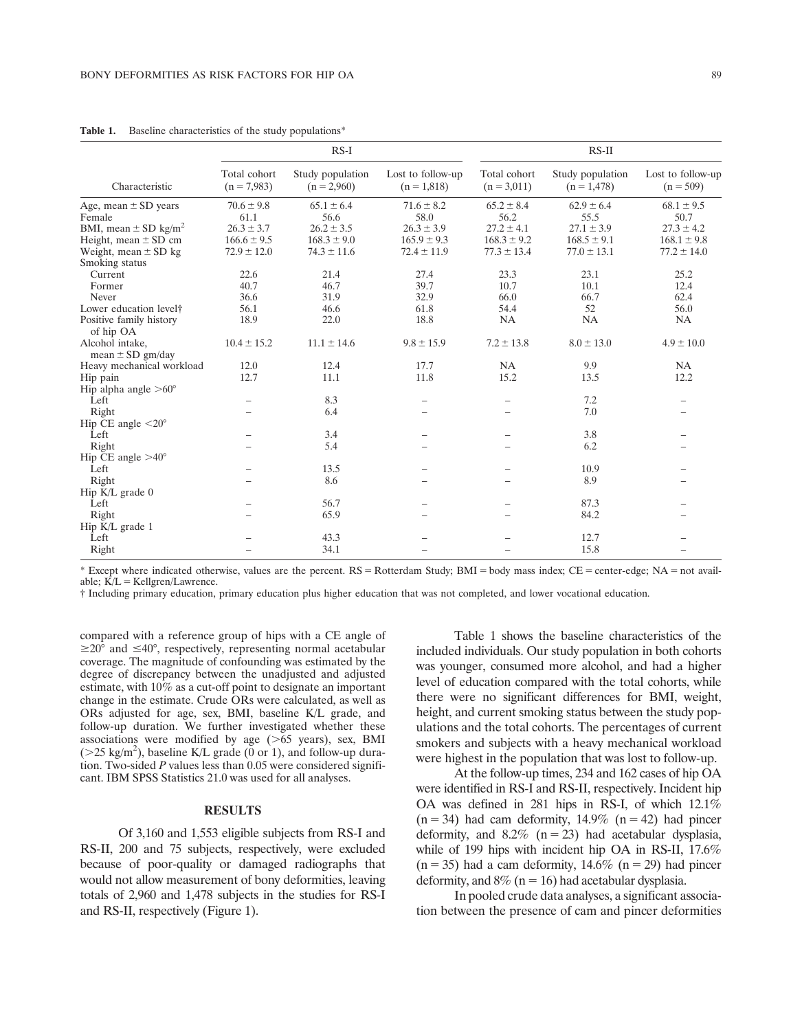**Table 1.** Baseline characteristics of the study populations*

| Characteristic | RS-I | | | RS-II | | |
|---|---|---|---|---|---|---|
| | Total cohort (n = 7,983) | Study population (n = 2,960) | Lost to follow-up (n = 1,818) | Total cohort (n = 3,011) | Study population (n = 1,478) | Lost to follow-up (n = 509) |
| Age, mean ± SD years | 70.6 ± 9.8 | 65.1 ± 6.4 | 71.6 ± 8.2 | 65.2 ± 8.4 | 62.9 ± 6.4 | 68.1 ± 9.5 |
| Female | 61.1 | 56.6 | 58.0 | 56.2 | 55.5 | 50.7 |
| BMI, mean ± SD kg/m$^2$ | 26.3 ± 3.7 | 26.2 ± 3.5 | 26.3 ± 3.9 | 27.2 ± 4.1 | 27.1 ± 3.9 | 27.3 ± 4.2 |
| Height, mean ± SD cm | 166.6 ± 9.5 | 168.3 ± 9.0 | 165.9 ± 9.3 | 168.3 ± 9.2 | 168.5 ± 9.1 | 168.1 ± 9.8 |
| Weight, mean ± SD kg | 72.9 ± 12.0 | 74.3 ± 11.6 | 72.4 ± 11.9 | 77.3 ± 13.4 | 77.0 ± 13.1 | 77.2 ± 14.0 |
| Smoking status | | | | | | |
| Current | 22.6 | 21.4 | 27.4 | 23.3 | 23.1 | 25.2 |
| Former | 40.7 | 46.7 | 39.7 | 10.7 | 10.1 | 12.4 |
| Never | 36.6 | 31.9 | 32.9 | 66.0 | 66.7 | 62.4 |
| Lower education level† | 56.1 | 46.6 | 61.8 | 54.4 | 52 | 56.0 |
| Positive family history of hip OA | 18.9 | 22.0 | 18.8 | NA | NA | NA |
| Alcohol intake, mean ± SD gm/day | 10.4 ± 15.2 | 11.1 ± 14.6 | 9.8 ± 15.9 | 7.2 ± 13.8 | 8.0 ± 13.0 | 4.9 ± 10.0 |
| Heavy mechanical workload | 12.0 | 12.4 | 17.7 | NA | 9.9 | NA |
| Hip pain | 12.7 | 11.1 | 11.8 | 15.2 | 13.5 | 12.2 |
| Hip alpha angle >60° | | | | | | |
| Left | – | 8.3 | – | – | 7.2 | – |
| Right | – | 6.4 | – | – | 7.0 | – |
| Hip CE angle <20° | | | | | | |
| Left | – | 3.4 | – | – | 3.8 | – |
| Right | – | 5.4 | – | – | 6.2 | – |
| Hip CE angle >40° | | | | | | |
| Left | – | 13.5 | – | – | 10.9 | – |
| Right | – | 8.6 | – | – | 8.9 | – |
| Hip K/L grade 0 | | | | | | |
| Left | – | 56.7 | – | – | 87.3 | – |
| Right | – | 65.9 | – | – | 84.2 | – |
| Hip K/L grade 1 | | | | | | |
| Left | – | 43.3 | – | – | 12.7 | – |
| Right | – | 34.1 | – | – | 15.8 | – |

* Except where indicated otherwise, values are the percent. RS = Rotterdam Study; BMI = body mass index; CE = center-edge; NA = not available; K/L = Kellgren/Lawrence.

† Including primary education, primary education plus higher education that was not completed, and lower vocational education.

compared with a reference group of hips with a CE angle of ≥20° and ≤40°, respectively, representing normal acetabular coverage. The magnitude of confounding was estimated by the degree of discrepancy between the unadjusted and adjusted estimate, with 10% as a cut-off point to designate an important change in the estimate. Crude ORs were calculated, as well as ORs adjusted for age, sex, BMI, baseline K/L grade, and follow-up duration. We further investigated whether these associations were modified by age (>65 years), sex, BMI (>25 kg/m$^2$), baseline K/L grade (0 or 1), and follow-up duration. Two-sided $P$ values less than 0.05 were considered significant. IBM SPSS Statistics 21.0 was used for all analyses.

## RESULTS

Of 3,160 and 1,553 eligible subjects from RS-I and RS-II, 200 and 75 subjects, respectively, were excluded because of poor-quality or damaged radiographs that would not allow measurement of bony deformities, leaving totals of 2,960 and 1,478 subjects in the studies for RS-I and RS-II, respectively (Figure 1).

Table 1 shows the baseline characteristics of the included individuals. Our study population in both cohorts was younger, consumed more alcohol, and had a higher level of education compared with the total cohorts, while there were no significant differences for BMI, weight, height, and current smoking status between the study populations and the total cohorts. The percentages of current smokers and subjects with a heavy mechanical workload were highest in the population that was lost to follow-up.

At the follow-up times, 234 and 162 cases of hip OA were identified in RS-I and RS-II, respectively. Incident hip OA was defined in 281 hips in RS-I, of which 12.1% (n = 34) had cam deformity, 14.9% (n = 42) had pincer deformity, and 8.2% (n = 23) had acetabular dysplasia, while of 199 hips with incident hip OA in RS-II, 17.6% (n = 35) had a cam deformity, 14.6% (n = 29) had pincer deformity, and 8% (n = 16) had acetabular dysplasia.

In pooled crude data analyses, a significant association between the presence of cam and pincer deformities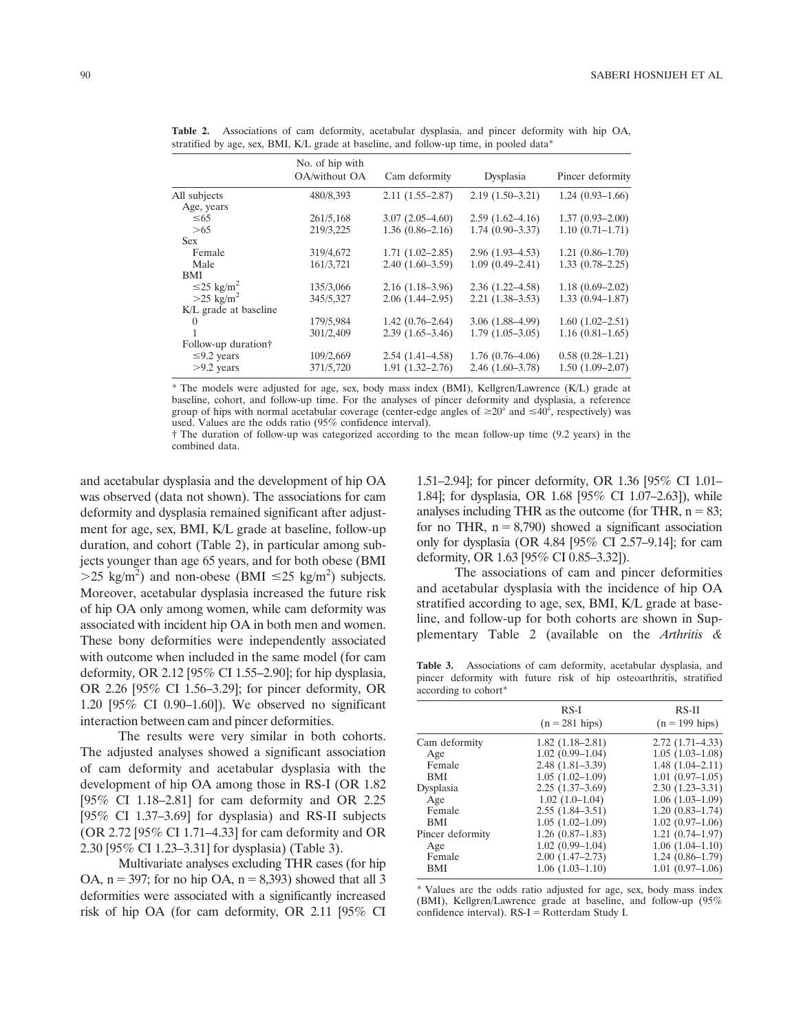**Table 2.** Associations of cam deformity, acetabular dysplasia, and pincer deformity with hip OA, stratified by age, sex, BMI, K/L grade at baseline, and follow-up time, in pooled data*

| | No. of hip with OA/without OA | Cam deformity | Dysplasia | Pincer deformity |
|---|---|---|---|---|
| All subjects | 480/8,393 | 2.11 (1.55–2.87) | 2.19 (1.50–3.21) | 1.24 (0.93–1.66) |
| Age, years | | | | |
| ≤65 | 261/5,168 | 3.07 (2.05–4.60) | 2.59 (1.62–4.16) | 1.37 (0.93–2.00) |
| >65 | 219/3,225 | 1.36 (0.86–2.16) | 1.74 (0.90–3.37) | 1.10 (0.71–1.71) |
| Sex | | | | |
| Female | 319/4,672 | 1.71 (1.02–2.85) | 2.96 (1.93–4.53) | 1.21 (0.86–1.70) |
| Male | 161/3,721 | 2.40 (1.60–3.59) | 1.09 (0.49–2.41) | 1.33 (0.78–2.25) |
| BMI | | | | |
| ≤25 kg/m$^2$ | 135/3,066 | 2.16 (1.18–3.96) | 2.36 (1.22–4.58) | 1.18 (0.69–2.02) |
| >25 kg/m$^2$ | 345/5,327 | 2.06 (1.44–2.95) | 2.21 (1.38–3.53) | 1.33 (0.94–1.87) |
| K/L grade at baseline | | | | |
| 0 | 179/5,984 | 1.42 (0.76–2.64) | 3.06 (1.88–4.99) | 1.60 (1.02–2.51) |
| 1 | 301/2,409 | 2.39 (1.65–3.46) | 1.79 (1.05–3.05) | 1.16 (0.81–1.65) |
| Follow-up duration† | | | | |
| ≤9.2 years | 109/2,669 | 2.54 (1.41–4.58) | 1.76 (0.76–4.06) | 0.58 (0.28–1.21) |
| >9.2 years | 371/5,720 | 1.91 (1.32–2.76) | 2.46 (1.60–3.78) | 1.50 (1.09–2.07) |

* The models were adjusted for age, sex, body mass index (BMI), Kellgren/Lawrence (K/L) grade at baseline, cohort, and follow-up time. For the analyses of pincer deformity and dysplasia, a reference group of hips with normal acetabular coverage (center-edge angles of ≥20° and ≤40°, respectively) was used. Values are the odds ratio (95% confidence interval).

† The duration of follow-up was categorized according to the mean follow-up time (9.2 years) in the combined data.

and acetabular dysplasia and the development of hip OA was observed (data not shown). The associations for cam deformity and dysplasia remained significant after adjustment for age, sex, BMI, K/L grade at baseline, follow-up duration, and cohort (Table 2), in particular among subjects younger than age 65 years, and for both obese (BMI >25 kg/m$^2$) and non-obese (BMI ≤25 kg/m$^2$) subjects. Moreover, acetabular dysplasia increased the future risk of hip OA only among women, while cam deformity was associated with incident hip OA in both men and women. These bony deformities were independently associated with outcome when included in the same model (for cam deformity, OR 2.12 [95% CI 1.55–2.90]; for hip dysplasia, OR 2.26 [95% CI 1.56–3.29]; for pincer deformity, OR 1.20 [95% CI 0.90–1.60]). We observed no significant interaction between cam and pincer deformities.

The results were very similar in both cohorts. The adjusted analyses showed a significant association of cam deformity and acetabular dysplasia with the development of hip OA among those in RS-I (OR 1.82 [95% CI 1.18–2.81] for cam deformity and OR 2.25 [95% CI 1.37–3.69] for dysplasia) and RS-II subjects (OR 2.72 [95% CI 1.71–4.33] for cam deformity and OR 2.30 [95% CI 1.23–3.31] for dysplasia) (Table 3).

Multivariate analyses excluding THR cases (for hip OA, n = 397; for no hip OA, n = 8,393) showed that all 3 deformities were associated with a significantly increased risk of hip OA (for cam deformity, OR 2.11 [95% CI 1.51–2.94]; for pincer deformity, OR 1.36 [95% CI 1.01–1.84]; for dysplasia, OR 1.68 [95% CI 1.07–2.63]), while analyses including THR as the outcome (for THR, n = 83; for no THR, n = 8,790) showed a significant association only for dysplasia (OR 4.84 [95% CI 2.57–9.14]; for cam deformity, OR 1.63 [95% CI 0.85–3.32]).

The associations of cam and pincer deformities and acetabular dysplasia with the incidence of hip OA stratified according to age, sex, BMI, K/L grade at baseline, and follow-up for both cohorts are shown in Supplementary Table 2 (available on the *Arthritis &*

**Table 3.** Associations of cam deformity, acetabular dysplasia, and pincer deformity with future risk of hip osteoarthritis, stratified according to cohort*

| | RS-I (n = 281 hips) | RS-II (n = 199 hips) |
|---|---|---|
| Cam deformity | 1.82 (1.18–2.81) | 2.72 (1.71–4.33) |
| Age | 1.02 (0.99–1.04) | 1.05 (1.03–1.08) |
| Female | 2.48 (1.81–3.39) | 1.48 (1.04–2.11) |
| BMI | 1.05 (1.02–1.09) | 1.01 (0.97–1.05) |
| Dysplasia | 2.25 (1.37–3.69) | 2.30 (1.23–3.31) |
| Age | 1.02 (1.0–1.04) | 1.06 (1.03–1.09) |
| Female | 2.55 (1.84–3.51) | 1.20 (0.83–1.74) |
| BMI | 1.05 (1.02–1.09) | 1.02 (0.97–1.06) |
| Pincer deformity | 1.26 (0.87–1.83) | 1.21 (0.74–1.97) |
| Age | 1.02 (0.99–1.04) | 1.06 (1.04–1.10) |
| Female | 2.00 (1.47–2.73) | 1.24 (0.86–1.79) |
| BMI | 1.06 (1.03–1.10) | 1.01 (0.97–1.06) |

* Values are the odds ratio adjusted for age, sex, body mass index (BMI), Kellgren/Lawrence grade at baseline, and follow-up (95% confidence interval). RS-I = Rotterdam Study I.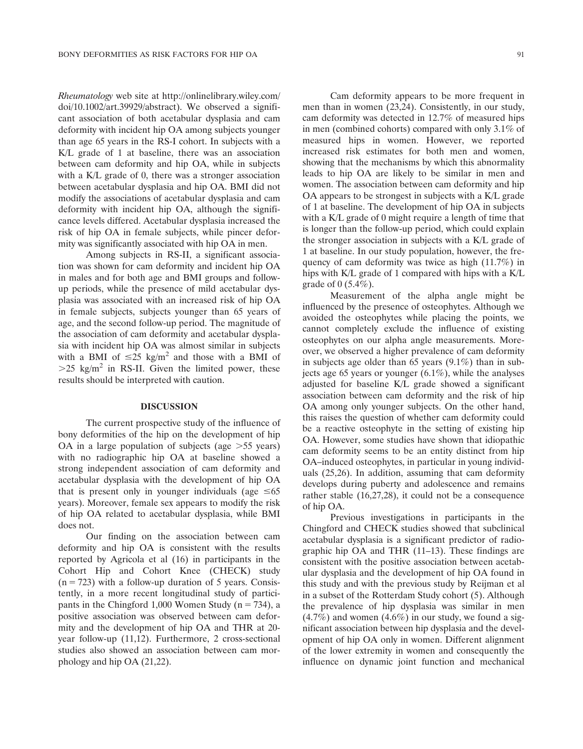*Rheumatology* web site at http://onlinelibrary.wiley.com/doi/10.1002/art.39929/abstract). We observed a significant association of both acetabular dysplasia and cam deformity with incident hip OA among subjects younger than age 65 years in the RS-I cohort. In subjects with a K/L grade of 1 at baseline, there was an association between cam deformity and hip OA, while in subjects with a K/L grade of 0, there was a stronger association between acetabular dysplasia and hip OA. BMI did not modify the associations of acetabular dysplasia and cam deformity with incident hip OA, although the significance levels differed. Acetabular dysplasia increased the risk of hip OA in female subjects, while pincer deformity was significantly associated with hip OA in men.

Among subjects in RS-II, a significant association was shown for cam deformity and incident hip OA in males and for both age and BMI groups and follow-up periods, while the presence of mild acetabular dysplasia was associated with an increased risk of hip OA in female subjects, subjects younger than 65 years of age, and the second follow-up period. The magnitude of the association of cam deformity and acetabular dysplasia with incident hip OA was almost similar in subjects with a BMI of $\leq$25 kg/m$^2$ and those with a BMI of $>$25 kg/m$^2$ in RS-II. Given the limited power, these results should be interpreted with caution.

## DISCUSSION

The current prospective study of the influence of bony deformities of the hip on the development of hip OA in a large population of subjects (age $>$55 years) with no radiographic hip OA at baseline showed a strong independent association of cam deformity and acetabular dysplasia with the development of hip OA that is present only in younger individuals (age $\leq$65 years). Moreover, female sex appears to modify the risk of hip OA related to acetabular dysplasia, while BMI does not.

Our finding on the association between cam deformity and hip OA is consistent with the results reported by Agricola et al (16) in participants in the Cohort Hip and Cohort Knee (CHECK) study (n = 723) with a follow-up duration of 5 years. Consistently, in a more recent longitudinal study of participants in the Chingford 1,000 Women Study (n = 734), a positive association was observed between cam deformity and the development of hip OA and THR at 20-year follow-up (11,12). Furthermore, 2 cross-sectional studies also showed an association between cam morphology and hip OA (21,22).

Cam deformity appears to be more frequent in men than in women (23,24). Consistently, in our study, cam deformity was detected in 12.7% of measured hips in men (combined cohorts) compared with only 3.1% of measured hips in women. However, we reported increased risk estimates for both men and women, showing that the mechanisms by which this abnormality leads to hip OA are likely to be similar in men and women. The association between cam deformity and hip OA appears to be strongest in subjects with a K/L grade of 1 at baseline. The development of hip OA in subjects with a K/L grade of 0 might require a length of time that is longer than the follow-up period, which could explain the stronger association in subjects with a K/L grade of 1 at baseline. In our study population, however, the frequency of cam deformity was twice as high (11.7%) in hips with K/L grade of 1 compared with hips with a K/L grade of 0 (5.4%).

Measurement of the alpha angle might be influenced by the presence of osteophytes. Although we avoided the osteophytes while placing the points, we cannot completely exclude the influence of existing osteophytes on our alpha angle measurements. Moreover, we observed a higher prevalence of cam deformity in subjects age older than 65 years (9.1%) than in subjects age 65 years or younger (6.1%), while the analyses adjusted for baseline K/L grade showed a significant association between cam deformity and the risk of hip OA among only younger subjects. On the other hand, this raises the question of whether cam deformity could be a reactive osteophyte in the setting of existing hip OA. However, some studies have shown that idiopathic cam deformity seems to be an entity distinct from hip OA–induced osteophytes, in particular in young individuals (25,26). In addition, assuming that cam deformity develops during puberty and adolescence and remains rather stable (16,27,28), it could not be a consequence of hip OA.

Previous investigations in participants in the Chingford and CHECK studies showed that subclinical acetabular dysplasia is a significant predictor of radiographic hip OA and THR (11–13). These findings are consistent with the positive association between acetabular dysplasia and the development of hip OA found in this study and with the previous study by Reijman et al in a subset of the Rotterdam Study cohort (5). Although the prevalence of hip dysplasia was similar in men (4.7%) and women (4.6%) in our study, we found a significant association between hip dysplasia and the development of hip OA only in women. Different alignment of the lower extremity in women and consequently the influence on dynamic joint function and mechanical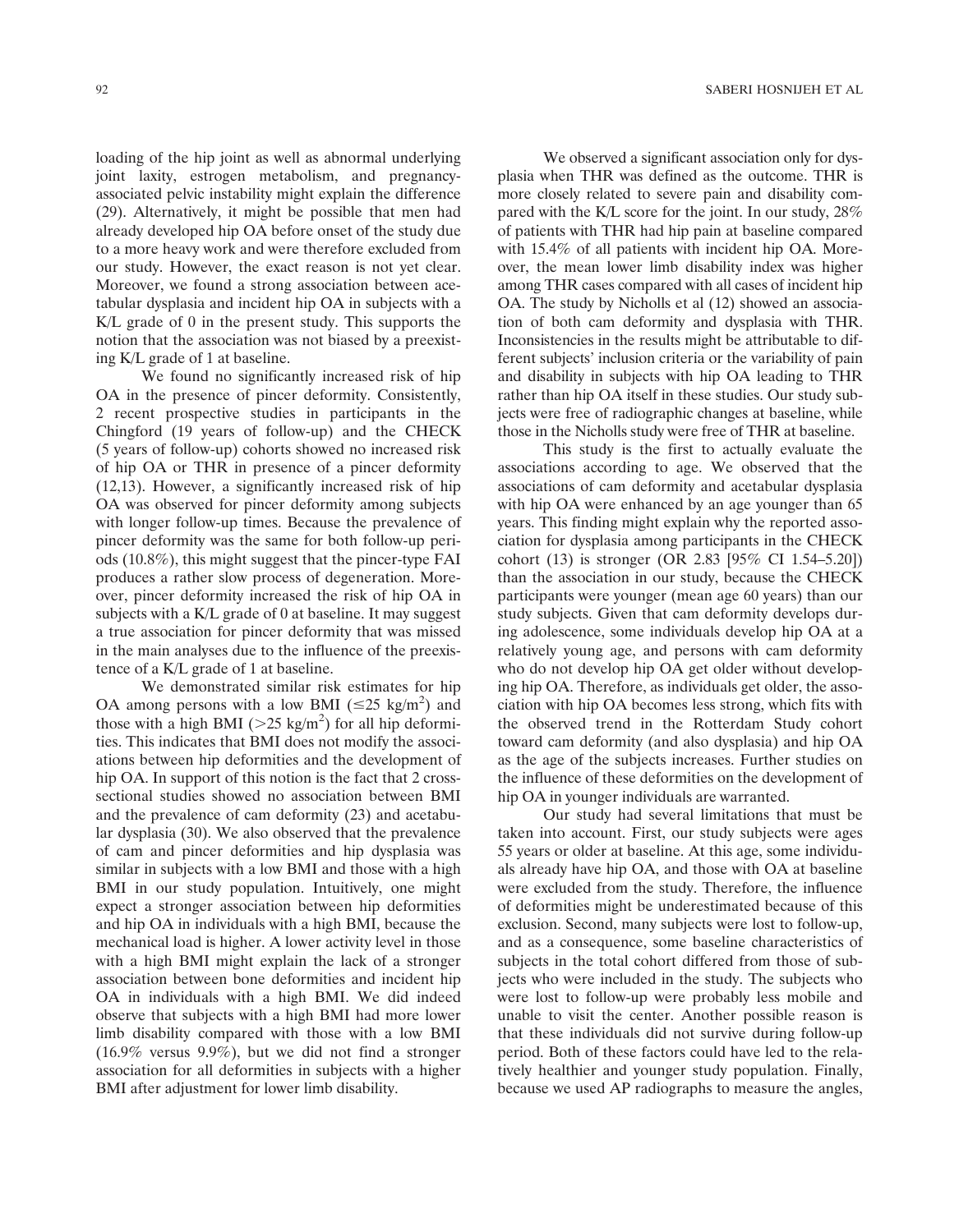loading of the hip joint as well as abnormal underlying joint laxity, estrogen metabolism, and pregnancy-associated pelvic instability might explain the difference (29). Alternatively, it might be possible that men had already developed hip OA before onset of the study due to a more heavy work and were therefore excluded from our study. However, the exact reason is not yet clear. Moreover, we found a strong association between acetabular dysplasia and incident hip OA in subjects with a K/L grade of 0 in the present study. This supports the notion that the association was not biased by a preexisting K/L grade of 1 at baseline.

We found no significantly increased risk of hip OA in the presence of pincer deformity. Consistently, 2 recent prospective studies in participants in the Chingford (19 years of follow-up) and the CHECK (5 years of follow-up) cohorts showed no increased risk of hip OA or THR in presence of a pincer deformity (12,13). However, a significantly increased risk of hip OA was observed for pincer deformity among subjects with longer follow-up times. Because the prevalence of pincer deformity was the same for both follow-up periods (10.8%), this might suggest that the pincer-type FAI produces a rather slow process of degeneration. Moreover, pincer deformity increased the risk of hip OA in subjects with a K/L grade of 0 at baseline. It may suggest a true association for pincer deformity that was missed in the main analyses due to the influence of the preexistence of a K/L grade of 1 at baseline.

We demonstrated similar risk estimates for hip OA among persons with a low BMI ($\leq$25 kg/m$^2$) and those with a high BMI ($>$25 kg/m$^2$) for all hip deformities. This indicates that BMI does not modify the associations between hip deformities and the development of hip OA. In support of this notion is the fact that 2 cross-sectional studies showed no association between BMI and the prevalence of cam deformity (23) and acetabular dysplasia (30). We also observed that the prevalence of cam and pincer deformities and hip dysplasia was similar in subjects with a low BMI and those with a high BMI in our study population. Intuitively, one might expect a stronger association between hip deformities and hip OA in individuals with a high BMI, because the mechanical load is higher. A lower activity level in those with a high BMI might explain the lack of a stronger association between bone deformities and incident hip OA in individuals with a high BMI. We did indeed observe that subjects with a high BMI had more lower limb disability compared with those with a low BMI (16.9% versus 9.9%), but we did not find a stronger association for all deformities in subjects with a higher BMI after adjustment for lower limb disability.

We observed a significant association only for dysplasia when THR was defined as the outcome. THR is more closely related to severe pain and disability compared with the K/L score for the joint. In our study, 28% of patients with THR had hip pain at baseline compared with 15.4% of all patients with incident hip OA. Moreover, the mean lower limb disability index was higher among THR cases compared with all cases of incident hip OA. The study by Nicholls et al (12) showed an association of both cam deformity and dysplasia with THR. Inconsistencies in the results might be attributable to different subjects' inclusion criteria or the variability of pain and disability in subjects with hip OA leading to THR rather than hip OA itself in these studies. Our study subjects were free of radiographic changes at baseline, while those in the Nicholls study were free of THR at baseline.

This study is the first to actually evaluate the associations according to age. We observed that the associations of cam deformity and acetabular dysplasia with hip OA were enhanced by an age younger than 65 years. This finding might explain why the reported association for dysplasia among participants in the CHECK cohort (13) is stronger (OR 2.83 [95% CI 1.54–5.20]) than the association in our study, because the CHECK participants were younger (mean age 60 years) than our study subjects. Given that cam deformity develops during adolescence, some individuals develop hip OA at a relatively young age, and persons with cam deformity who do not develop hip OA get older without developing hip OA. Therefore, as individuals get older, the association with hip OA becomes less strong, which fits with the observed trend in the Rotterdam Study cohort toward cam deformity (and also dysplasia) and hip OA as the age of the subjects increases. Further studies on the influence of these deformities on the development of hip OA in younger individuals are warranted.

Our study had several limitations that must be taken into account. First, our study subjects were ages 55 years or older at baseline. At this age, some individuals already have hip OA, and those with OA at baseline were excluded from the study. Therefore, the influence of deformities might be underestimated because of this exclusion. Second, many subjects were lost to follow-up, and as a consequence, some baseline characteristics of subjects in the total cohort differed from those of subjects who were included in the study. The subjects who were lost to follow-up were probably less mobile and unable to visit the center. Another possible reason is that these individuals did not survive during follow-up period. Both of these factors could have led to the relatively healthier and younger study population. Finally, because we used AP radiographs to measure the angles,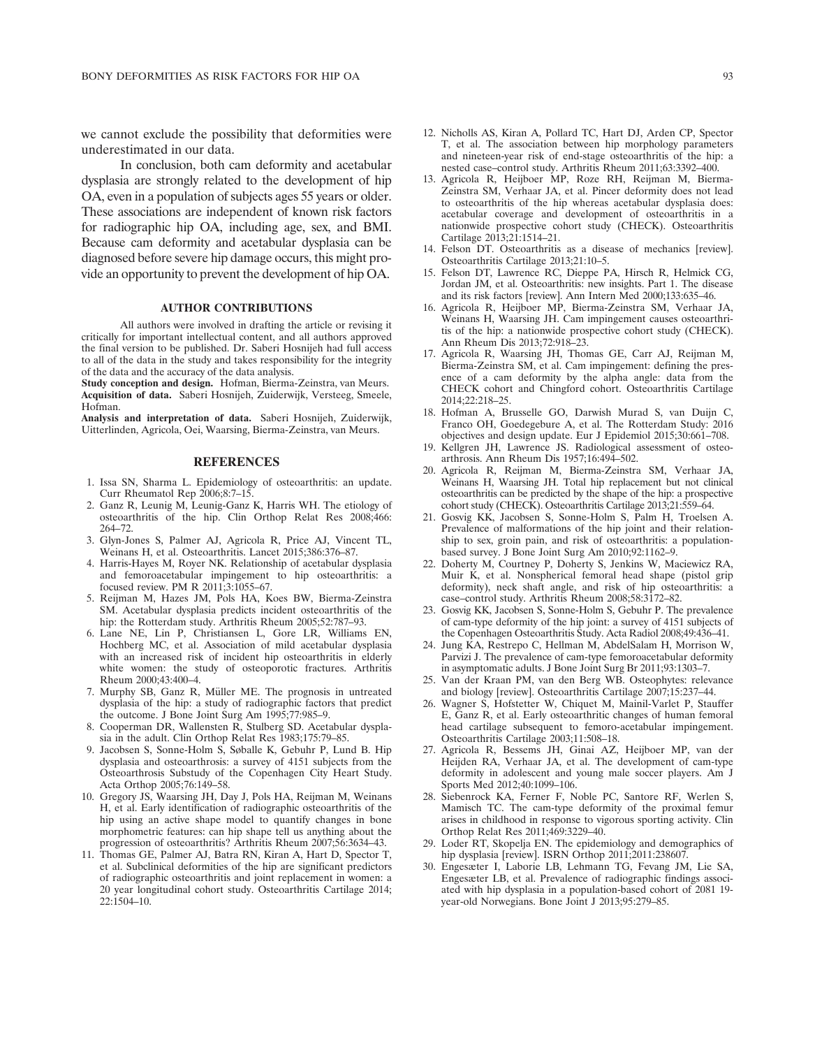we cannot exclude the possibility that deformities were underestimated in our data.

In conclusion, both cam deformity and acetabular dysplasia are strongly related to the development of hip OA, even in a population of subjects ages 55 years or older. These associations are independent of known risk factors for radiographic hip OA, including age, sex, and BMI. Because cam deformity and acetabular dysplasia can be diagnosed before severe hip damage occurs, this might provide an opportunity to prevent the development of hip OA.

## AUTHOR CONTRIBUTIONS

All authors were involved in drafting the article or revising it critically for important intellectual content, and all authors approved the final version to be published. Dr. Saberi Hosnijeh had full access to all of the data in the study and takes responsibility for the integrity of the data and the accuracy of the data analysis.

**Study conception and design.** Hofman, Bierma-Zeinstra, van Meurs.

**Acquisition of data.** Saberi Hosnijeh, Zuiderwijk, Versteeg, Smeele, Hofman.

**Analysis and interpretation of data.** Saberi Hosnijeh, Zuiderwijk, Uitterlinden, Agricola, Oei, Waarsing, Bierma-Zeinstra, van Meurs.

## REFERENCES

1. Issa SN, Sharma L. Epidemiology of osteoarthritis: an update. Curr Rheumatol Rep 2006;8:7–15.
2. Ganz R, Leunig M, Leunig-Ganz K, Harris WH. The etiology of osteoarthritis of the hip. Clin Orthop Relat Res 2008;466: 264–72.
3. Glyn-Jones S, Palmer AJ, Agricola R, Price AJ, Vincent TL, Weinans H, et al. Osteoarthritis. Lancet 2015;386:376–87.
4. Harris-Hayes M, Royer NK. Relationship of acetabular dysplasia and femoroacetabular impingement to hip osteoarthritis: a focused review. PM R 2011;3:1055–67.
5. Reijman M, Hazes JM, Pols HA, Koes BW, Bierma-Zeinstra SM. Acetabular dysplasia predicts incident osteoarthritis of the hip: the Rotterdam study. Arthritis Rheum 2005;52:787–93.
6. Lane NE, Lin P, Christiansen L, Gore LR, Williams EN, Hochberg MC, et al. Association of mild acetabular dysplasia with an increased risk of incident hip osteoarthritis in elderly white women: the study of osteoporotic fractures. Arthritis Rheum 2000;43:400–4.
7. Murphy SB, Ganz R, Müller ME. The prognosis in untreated dysplasia of the hip: a study of radiographic factors that predict the outcome. J Bone Joint Surg Am 1995;77:985–9.
8. Cooperman DR, Wallensten R, Stulberg SD. Acetabular dysplasia in the adult. Clin Orthop Relat Res 1983;175:79–85.
9. Jacobsen S, Sonne-Holm S, Søballe K, Gebuhr P, Lund B. Hip dysplasia and osteoarthrosis: a survey of 4151 subjects from the Osteoarthrosis Substudy of the Copenhagen City Heart Study. Acta Orthop 2005;76:149–58.
10. Gregory JS, Waarsing JH, Day J, Pols HA, Reijman M, Weinans H, et al. Early identification of radiographic osteoarthritis of the hip using an active shape model to quantify changes in bone morphometric features: can hip shape tell us anything about the progression of osteoarthritis? Arthritis Rheum 2007;56:3634–43.
11. Thomas GE, Palmer AJ, Batra RN, Kiran A, Hart D, Spector T, et al. Subclinical deformities of the hip are significant predictors of radiographic osteoarthritis and joint replacement in women: a 20 year longitudinal cohort study. Osteoarthritis Cartilage 2014; 22:1504–10.
12. Nicholls AS, Kiran A, Pollard TC, Hart DJ, Arden CP, Spector T, et al. The association between hip morphology parameters and nineteen-year risk of end-stage osteoarthritis of the hip: a nested case–control study. Arthritis Rheum 2011;63:3392–400.
13. Agricola R, Heijboer MP, Roze RH, Reijman M, Bierma-Zeinstra SM, Verhaar JA, et al. Pincer deformity does not lead to osteoarthritis of the hip whereas acetabular dysplasia does: acetabular coverage and development of osteoarthritis in a nationwide prospective cohort study (CHECK). Osteoarthritis Cartilage 2013;21:1514–21.
14. Felson DT. Osteoarthritis as a disease of mechanics [review]. Osteoarthritis Cartilage 2013;21:10–5.
15. Felson DT, Lawrence RC, Dieppe PA, Hirsch R, Helmick CG, Jordan JM, et al. Osteoarthritis: new insights. Part 1. The disease and its risk factors [review]. Ann Intern Med 2000;133:635–46.
16. Agricola R, Heijboer MP, Bierma-Zeinstra SM, Verhaar JA, Weinans H, Waarsing JH. Cam impingement causes osteoarthritis of the hip: a nationwide prospective cohort study (CHECK). Ann Rheum Dis 2013;72:918–23.
17. Agricola R, Waarsing JH, Thomas GE, Carr AJ, Reijman M, Bierma-Zeinstra SM, et al. Cam impingement: defining the presence of a cam deformity by the alpha angle: data from the CHECK cohort and Chingford cohort. Osteoarthritis Cartilage 2014;22:218–25.
18. Hofman A, Brusselle GO, Darwish Murad S, van Duijn C, Franco OH, Goedegebure A, et al. The Rotterdam Study: 2016 objectives and design update. Eur J Epidemiol 2015;30:661–708.
19. Kellgren JH, Lawrence JS. Radiological assessment of osteoarthrosis. Ann Rheum Dis 1957;16:494–502.
20. Agricola R, Reijman M, Bierma-Zeinstra SM, Verhaar JA, Weinans H, Waarsing JH. Total hip replacement but not clinical osteoarthritis can be predicted by the shape of the hip: a prospective cohort study (CHECK). Osteoarthritis Cartilage 2013;21:559–64.
21. Gosvig KK, Jacobsen S, Sonne-Holm S, Palm H, Troelsen A. Prevalence of malformations of the hip joint and their relationship to sex, groin pain, and risk of osteoarthritis: a population-based survey. J Bone Joint Surg Am 2010;92:1162–9.
22. Doherty M, Courtney P, Doherty S, Jenkins W, Maciewicz RA, Muir K, et al. Nonspherical femoral head shape (pistol grip deformity), neck shaft angle, and risk of hip osteoarthritis: a case–control study. Arthritis Rheum 2008;58:3172–82.
23. Gosvig KK, Jacobsen S, Sonne-Holm S, Gebuhr P. The prevalence of cam-type deformity of the hip joint: a survey of 4151 subjects of the Copenhagen Osteoarthritis Study. Acta Radiol 2008;49:436–41.
24. Jung KA, Restrepo C, Hellman M, AbdelSalam H, Morrison W, Parvizi J. The prevalence of cam-type femoroacetabular deformity in asymptomatic adults. J Bone Joint Surg Br 2011;93:1303–7.
25. Van der Kraan PM, van den Berg WB. Osteophytes: relevance and biology [review]. Osteoarthritis Cartilage 2007;15:237–44.
26. Wagner S, Hofstetter W, Chiquet M, Mainil-Varlet P, Stauffer E, Ganz R, et al. Early osteoarthritic changes of human femoral head cartilage subsequent to femoro-acetabular impingement. Osteoarthritis Cartilage 2003;11:508–18.
27. Agricola R, Bessems JH, Ginai AZ, Heijboer MP, van der Heijden RA, Verhaar JA, et al. The development of cam-type deformity in adolescent and young male soccer players. Am J Sports Med 2012;40:1099–106.
28. Siebenrock KA, Ferner F, Noble PC, Santore RF, Werlen S, Mamisch TC. The cam-type deformity of the proximal femur arises in childhood in response to vigorous sporting activity. Clin Orthop Relat Res 2011;469:3229–40.
29. Loder RT, Skopelja EN. The epidemiology and demographics of hip dysplasia [review]. ISRN Orthop 2011;2011:238607.
30. Engesæter I, Laborie LB, Lehmann TG, Fevang JM, Lie SA, Engesæter LB, et al. Prevalence of radiographic findings associated with hip dysplasia in a population-based cohort of 2081 19-year-old Norwegians. Bone Joint J 2013;95:279–85.